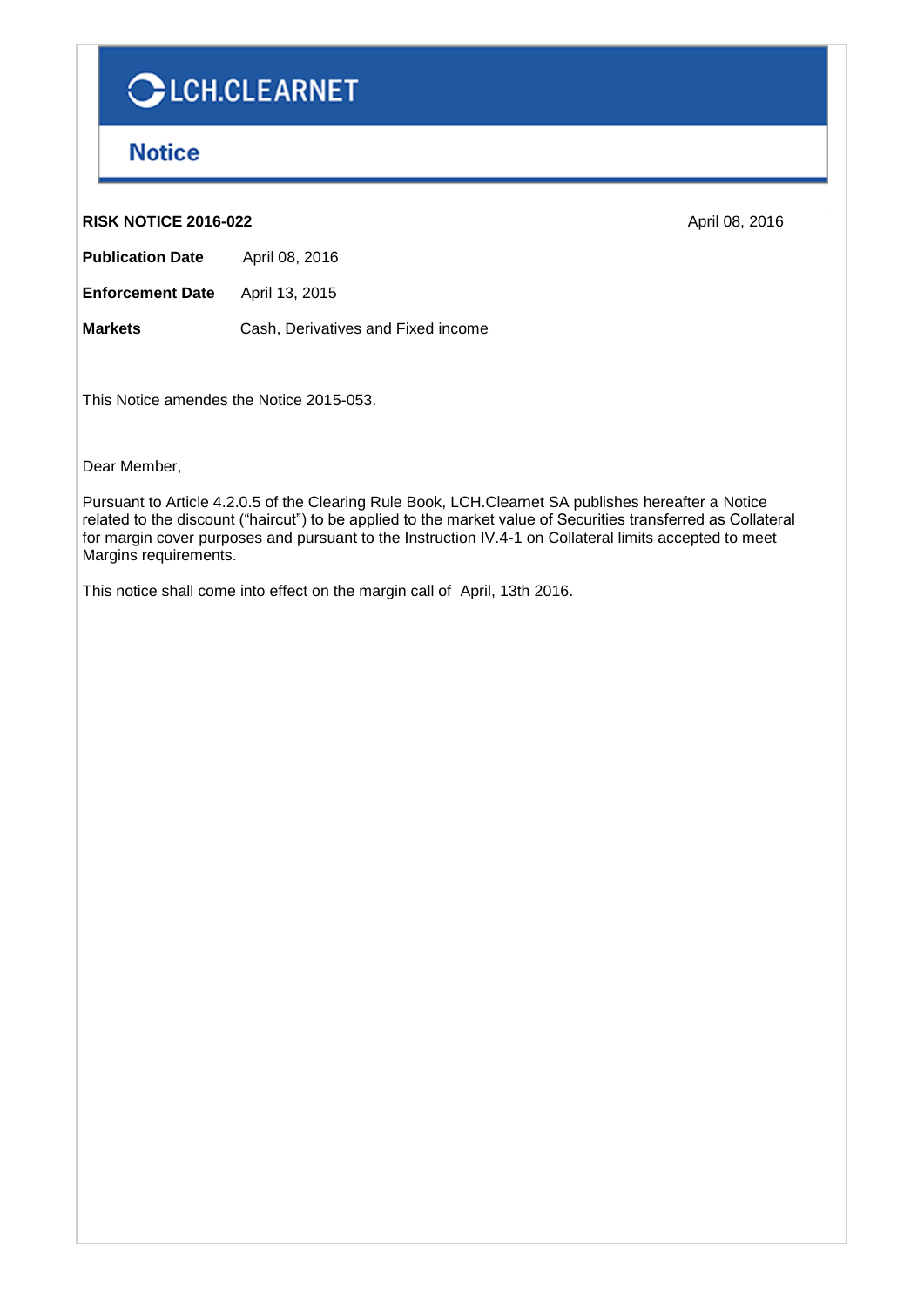LCH.CLEARNET

# Notice

**RISK NOTICE 2016-022** April 08, 2016

**Publication Date** April 08, 2016

**Enforcement Date** April 13, 2015

**Markets** Cash, Derivatives and Fixed income

This Notice amendes the Notice 2015-053.

Dear Member,

Pursuant to Article 4.2.0.5 of the Clearing Rule Book, LCH.Clearnet SA publishes hereafter a Notice related to the discount ("haircut") to be applied to the market value of Securities transferred as Collateral for margin cover purposes and pursuant to the Instruction IV.4-1 on Collateral limits accepted to meet Margins requirements.

This notice shall come into effect on the margin call of April, 13th 2016.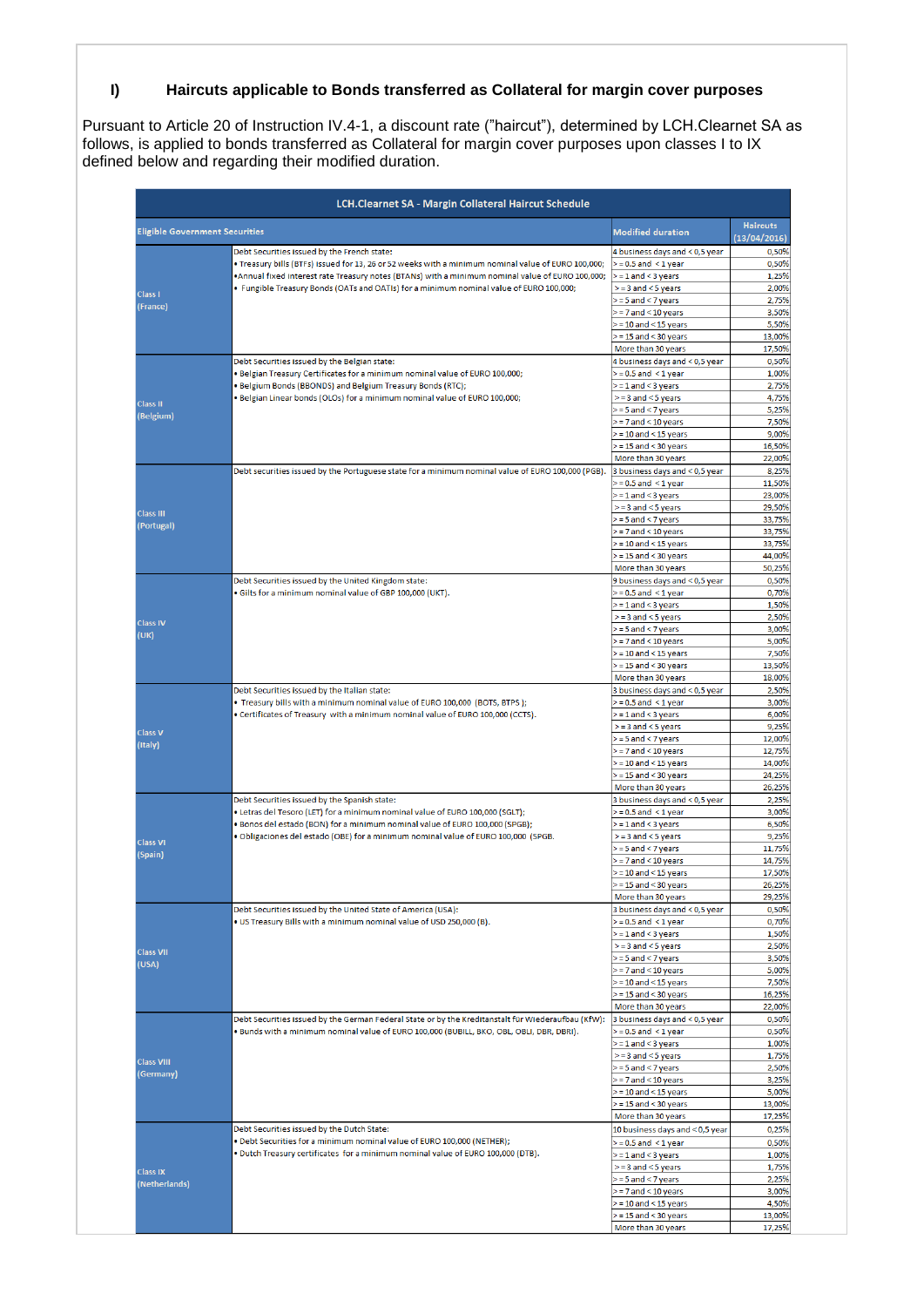## I) Haircuts applicable to Bonds transferred as Collateral for margin cover purposes

Pursuant to Article 20 of Instruction IV.4-1, a discount rate ("haircut"), determined by LCH.Clearnet SA as follows, is applied to bonds transferred as Collateral for margin cover purposes upon classes I to IX defined below and regarding their modified duration.

| LCH.Clearnet SA - Margin Collateral Haircut Schedule | | | |
|---|---|---|---|
| **Eligible Government Securities** | | **Modified duration** | **Haircuts (13/04/2016)** |
| Class I (France) | Debt Securities issued by the French state: • Treasury bills (BTFs) issued for 13, 26 or 52 weeks with a minimum nominal value of EURO 100,000; •Annual fixed interest rate Treasury notes (BTANs) with a minimum nominal value of EURO 100,000; • Fungible Treasury Bonds (OATs and OATis) for a minimum nominal value of EURO 100,000; | 4 business days and < 0,5 year | 0,50% |
| | | >= 0.5 and < 1 year | 0,50% |
| | | >= 1 and < 3 years | 1,25% |
| | | >= 3 and < 5 years | 2,00% |
| | | >= 5 and < 7 years | 2,75% |
| | | >= 7 and < 10 years | 3,50% |
| | | >= 10 and < 15 years | 5,50% |
| | | >= 15 and < 30 years | 13,00% |
| | | More than 30 years | 17,50% |
| Class II (Belgium) | Debt Securities issued by the Belgian state: • Belgian Treasury Certificates for a minimum nominal value of EURO 100,000; • Belgium Bonds (BBONDS) and Belgium Treasury Bonds (RTC); • Belgian Linear bonds (OLOs) for a minimum nominal value of EURO 100,000; | 4 business days and < 0,5 year | 0,50% |
| | | >= 0.5 and < 1 year | 1,00% |
| | | >= 1 and < 3 years | 2,75% |
| | | >= 3 and < 5 years | 4,75% |
| | | >= 5 and < 7 years | 5,25% |
| | | >= 7 and < 10 years | 7,50% |
| | | >= 10 and < 15 years | 9,00% |
| | | >= 15 and < 30 years | 16,50% |
| | | More than 30 years | 22,00% |
| Class III (Portugal) | Debt securities issued by the Portuguese state for a minimum nominal value of EURO 100,000 (PGB). | 3 business days and < 0,5 year | 8,25% |
| | | >= 0.5 and < 1 year | 11,50% |
| | | >= 1 and < 3 years | 23,00% |
| | | >= 3 and < 5 years | 29,50% |
| | | >= 5 and < 7 years | 33,75% |
| | | >= 7 and < 10 years | 33,75% |
| | | >= 10 and < 15 years | 33,75% |
| | | >= 15 and < 30 years | 44,00% |
| | | More than 30 years | 50,25% |
| Class IV (UK) | Debt Securities issued by the United Kingdom state: • Gilts for a minimum nominal value of GBP 100,000 (UKT). | 9 business days and < 0,5 year | 0,50% |
| | | >= 0.5 and < 1 year | 0,70% |
| | | >= 1 and < 3 years | 1,50% |
| | | >= 3 and < 5 years | 2,50% |
| | | >= 5 and < 7 years | 3,00% |
| | | >= 7 and < 10 years | 5,00% |
| | | >= 10 and < 15 years | 7,50% |
| | | >= 15 and < 30 years | 13,50% |
| | | More than 30 years | 18,00% |
| Class V (Italy) | Debt Securities issued by the Italian state: • Treasury bills with a minimum nominal value of EURO 100,000 (BOTS, BTPS ); • Certificates of Treasury with a minimum nominal value of EURO 100,000 (CCTS). | 3 business days and < 0,5 year | 2,50% |
| | | >= 0.5 and < 1 year | 3,00% |
| | | >= 1 and < 3 years | 6,00% |
| | | >= 3 and < 5 years | 9,25% |
| | | >= 5 and < 7 years | 12,00% |
| | | >= 7 and < 10 years | 12,75% |
| | | >= 10 and < 15 years | 14,00% |
| | | >= 15 and < 30 years | 24,25% |
| | | More than 30 years | 26,25% |
| Class VI (Spain) | Debt Securities issued by the Spanish state: • Letras del Tesoro (LET) for a minimum nominal value of EURO 100,000 (SGLT); • Bonos del estado (BON) for a minimum nominal value of EURO 100,000 (SPGB); • Obligaciones del estado (OBE) for a minimum nominal value of EURO 100,000 (SPGB. | 3 business days and < 0,5 year | 2,25% |
| | | >= 0.5 and < 1 year | 3,00% |
| | | >= 1 and < 3 years | 6,50% |
| | | >= 3 and < 5 years | 9,25% |
| | | >= 5 and < 7 years | 11,75% |
| | | >= 7 and < 10 years | 14,75% |
| | | >= 10 and < 15 years | 17,50% |
| | | >= 15 and < 30 years | 26,25% |
| | | More than 30 years | 29,25% |
| Class VII (USA) | Debt Securities issued by the United State of America (USA): • US Treasury Bills with a minimum nominal value of USD 250,000 (B). | 3 business days and < 0,5 year | 0,50% |
| | | >= 0.5 and < 1 year | 0,70% |
| | | >= 1 and < 3 years | 1,50% |
| | | >= 3 and < 5 years | 2,50% |
| | | >= 5 and < 7 years | 3,50% |
| | | >= 7 and < 10 years | 5,00% |
| | | >= 10 and < 15 years | 7,50% |
| | | >= 15 and < 30 years | 16,25% |
| | | More than 30 years | 22,00% |
| Class VIII (Germany) | Debt Securities issued by the German Federal State or by the Kreditanstalt für Wiederaufbau (KfW): • Bunds with a minimum nominal value of EURO 100,000 (BUBILL, BKO, OBL, OBLI, DBR, DBRI). | 3 business days and < 0,5 year | 0,50% |
| | | >= 0.5 and < 1 year | 0,50% |
| | | >= 1 and < 3 years | 1,00% |
| | | >= 3 and < 5 years | 1,75% |
| | | >= 5 and < 7 years | 2,50% |
| | | >= 7 and < 10 years | 3,25% |
| | | >= 10 and < 15 years | 5,00% |
| | | >= 15 and < 30 years | 13,00% |
| | | More than 30 years | 17,25% |
| Class IX (Netherlands) | Debt Securities issued by the Dutch State: • Debt Securities for a minimum nominal value of EURO 100,000 (NETHER); • Dutch Treasury certificates for a minimum nominal value of EURO 100,000 (DTB). | 10 business days and < 0,5 year | 0,25% |
| | | >= 0.5 and < 1 year | 0,50% |
| | | >= 1 and < 3 years | 1,00% |
| | | >= 3 and < 5 years | 1,75% |
| | | >= 5 and < 7 years | 2,25% |
| | | >= 7 and < 10 years | 3,00% |
| | | >= 10 and < 15 years | 4,50% |
| | | >= 15 and < 30 years | 13,00% |
| | | More than 30 years | 17,25% |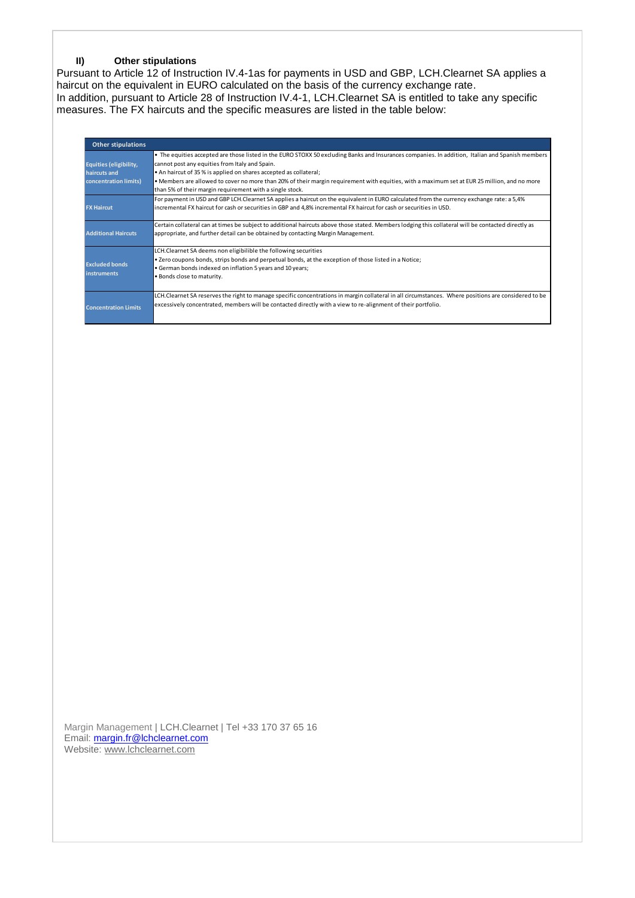## II) Other stipulations

Pursuant to Article 12 of Instruction IV.4-1as for payments in USD and GBP, LCH.Clearnet SA applies a haircut on the equivalent in EURO calculated on the basis of the currency exchange rate.
In addition, pursuant to Article 28 of Instruction IV.4-1, LCH.Clearnet SA is entitled to take any specific measures. The FX haircuts and the specific measures are listed in the table below:

| Other stipulations | |
|---|---|
| Equities (eligibility, haircuts and concentration limits) | • The equities accepted are those listed in the EURO STOXX 50 excluding Banks and Insurances companies. In addition, Italian and Spanish members cannot post any equities from Italy and Spain.<br>• An haircut of 35 % is applied on shares accepted as collateral;<br>• Members are allowed to cover no more than 20% of their margin requirement with equities, with a maximum set at EUR 25 million, and no more than 5% of their margin requirement with a single stock. |
| FX Haircut | For payment in USD and GBP LCH.Clearnet SA applies a haircut on the equivalent in EURO calculated from the currency exchange rate: a 5,4% incremental FX haircut for cash or securities in GBP and 4,8% incremental FX haircut for cash or securities in USD. |
| Additional Haircuts | Certain collateral can at times be subject to additional haircuts above those stated. Members lodging this collateral will be contacted directly as appropriate, and further detail can be obtained by contacting Margin Management. |
| Excluded bonds instruments | LCH.Clearnet SA deems non eligibilible the following securities<br>• Zero coupons bonds, strips bonds and perpetual bonds, at the exception of those listed in a Notice;<br>• German bonds indexed on inflation 5 years and 10 years;<br>• Bonds close to maturity. |
| Concentration Limits | LCH.Clearnet SA reserves the right to manage specific concentrations in margin collateral in all circumstances. Where positions are considered to be excessively concentrated, members will be contacted directly with a view to re-alignment of their portfolio. |

Margin Management | LCH.Clearnet | Tel +33 170 37 65 16
Email: margin.fr@lchclearnet.com
Website: www.lchclearnet.com